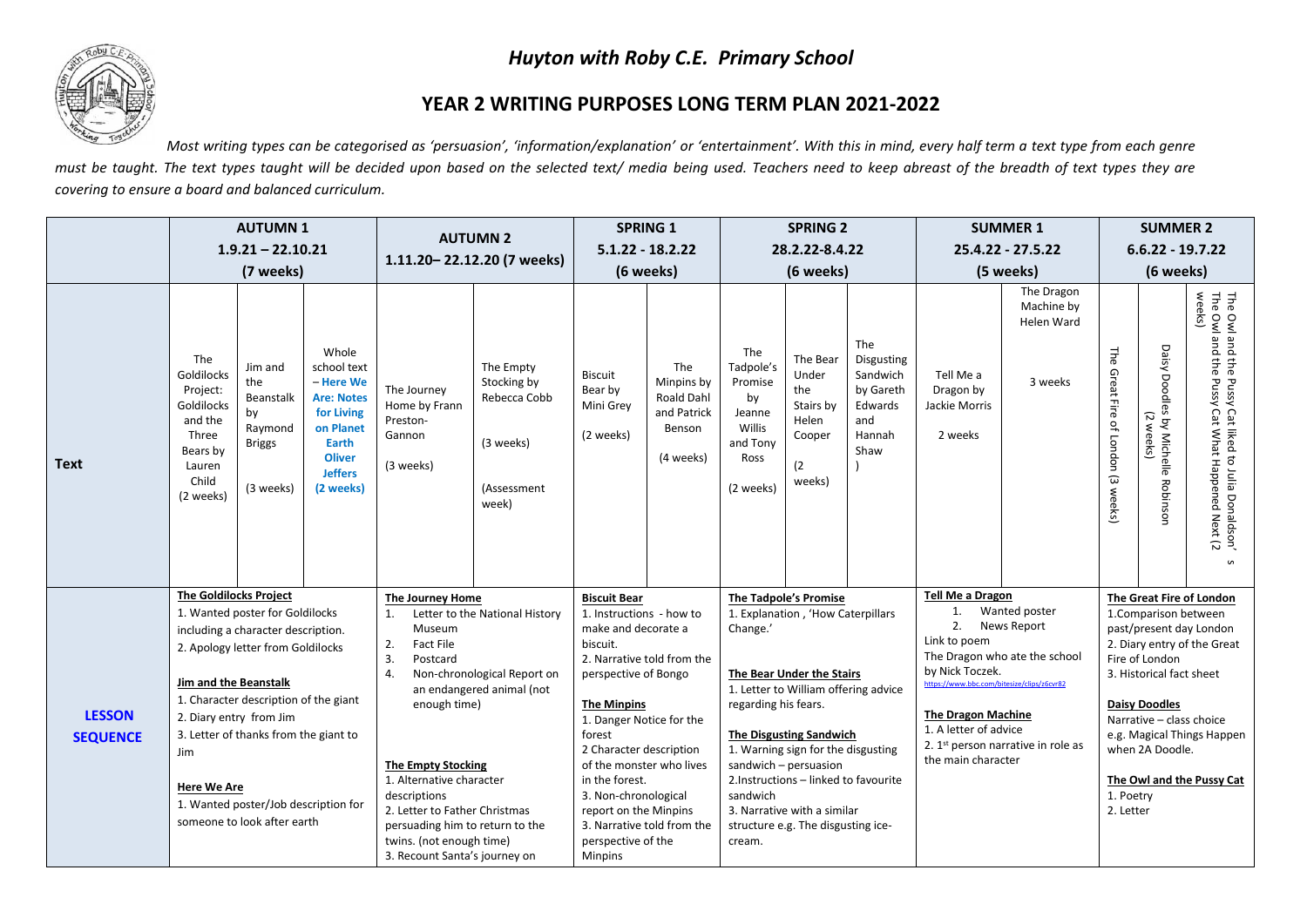# Huyton with Roby C.E. Primary School

## YEAR 2 WRITING PURPOSES LONG TERM PLAN 2021-2022

*Most writing types can be categorised as 'persuasion', 'information/explanation' or 'entertainment'. With this in mind, every half term a text type from each genre must be taught. The text types taught will be decided upon based on the selected text/ media being used. Teachers need to keep abreast of the breadth of text types they are covering to ensure a board and balanced curriculum.*

| | AUTUMN 1 1.9.21 – 22.10.21 (7 weeks) | | | AUTUMN 2 1.11.20– 22.12.20 (7 weeks) | | SPRING 1 5.1.22 - 18.2.22 (6 weeks) | | SPRING 2 28.2.22-8.4.22 (6 weeks) | | | SUMMER 1 25.4.22 - 27.5.22 (5 weeks) | | SUMMER 2 6.6.22 - 19.7.22 (6 weeks) | | |
|---|---|---|---|---|---|---|---|---|---|---|---|---|---|---|---|
| **Text** | The Goldilocks Project: Goldilocks and the Three Bears by Lauren Child (2 weeks) | Jim and the Beanstalk by Raymond Briggs (3 weeks) | Whole school text – **Here We Are: Notes for Living on Planet Earth Oliver Jeffers (2 weeks)** | The Journey Home by Frann Preston-Gannon (3 weeks) | The Empty Stocking by Rebecca Cobb (3 weeks) (Assessment week) | Biscuit Bear by Mini Grey (2 weeks) | The Minpins by Roald Dahl and Patrick Benson (4 weeks) | The Tadpole's Promise by Jeanne Willis and Tony Ross (2 weeks) | The Bear Under the Stairs by Helen Cooper (2 weeks) | The Disgusting Sandwich by Gareth Edwards and Hannah Shaw ) | Tell Me a Dragon by Jackie Morris 2 weeks | The Dragon Machine by Helen Ward 3 weeks | The Great Fire of London (3 weeks) | Daisy Doodles by Michelle Robinson (2 weeks) | The Owl and the Pussy Cat liked to Julia Donaldson's The Owl and the Pussy Cat What Happened Next (2 weeks) |
| **LESSON SEQUENCE** | **The Goldilocks Project** 1. Wanted poster for Goldilocks including a character description. 2. Apology letter from Goldilocks **Jim and the Beanstalk** 1. Character description of the giant 2. Diary entry from Jim 3. Letter of thanks from the giant to Jim **Here We Are** 1. Wanted poster/Job description for someone to look after earth | | | **The Journey Home** 1. Letter to the National History Museum 2. Fact File 3. Postcard 4. Non-chronological Report on an endangered animal (not enough time) **The Empty Stocking** 1. Alternative character descriptions 2. Letter to Father Christmas persuading him to return to the twins. (not enough time) 3. Recount Santa's journey on | | **Biscuit Bear** 1. Instructions - how to make and decorate a biscuit. 2. Narrative told from the perspective of Bongo **The Minpins** 1. Danger Notice for the forest 2 Character description of the monster who lives in the forest. 3. Non-chronological report on the Minpins 3. Narrative told from the perspective of the Minpins | | **The Tadpole's Promise** 1. Explanation , 'How Caterpillars Change.' **The Bear Under the Stairs** 1. Letter to William offering advice regarding his fears. **The Disgusting Sandwich** 1. Warning sign for the disgusting sandwich – persuasion 2.Instructions – linked to favourite sandwich 3. Narrative with a similar structure e.g. The disgusting ice-cream. | | | **Tell Me a Dragon** 1. Wanted poster 2. News Report Link to poem The Dragon who ate the school by Nick Toczek. https://www.bbc.com/bitesize/clips/z6cvr82 **The Dragon Machine** 1. A letter of advice 2. 1st person narrative in role as the main character | | **The Great Fire of London** 1.Comparison between past/present day London 2. Diary entry of the Great Fire of London 3. Historical fact sheet **Daisy Doodles** Narrative – class choice e.g. Magical Things Happen when 2A Doodle. **The Owl and the Pussy Cat** 1. Poetry 2. Letter | | |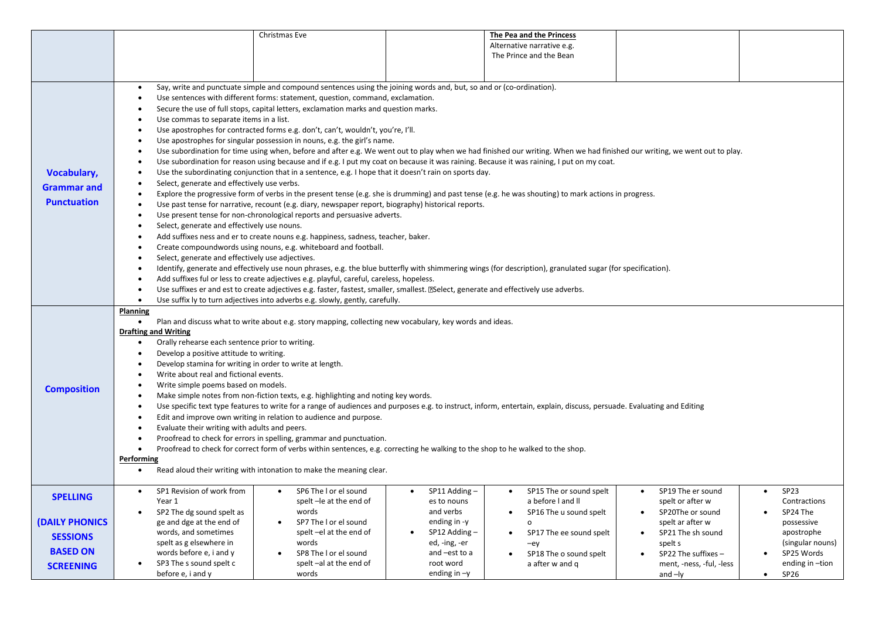| | | | | | | |
|---|---|---|---|---|---|---|
| | | Christmas Eve | | **The Pea and the Princess**<br>Alternative narrative e.g. The Prince and the Bean | | |
| **Vocabulary, Grammar and Punctuation** | • Say, write and punctuate simple and compound sentences using the joining words and, but, so and or (co-ordination).<br>• Use sentences with different forms: statement, question, command, exclamation.<br>• Secure the use of full stops, capital letters, exclamation marks and question marks.<br>• Use commas to separate items in a list.<br>• Use apostrophes for contracted forms e.g. don't, can't, wouldn't, you're, I'll.<br>• Use apostrophes for singular possession in nouns, e.g. the girl's name.<br>• Use subordination for time using when, before and after e.g. We went out to play when we had finished our writing. When we had finished our writing, we went out to play.<br>• Use subordination for reason using because and if e.g. I put my coat on because it was raining. Because it was raining, I put on my coat.<br>• Use the subordinating conjunction that in a sentence, e.g. I hope that it doesn't rain on sports day.<br>• Select, generate and effectively use verbs.<br>• Explore the progressive form of verbs in the present tense (e.g. she is drumming) and past tense (e.g. he was shouting) to mark actions in progress.<br>• Use past tense for narrative, recount (e.g. diary, newspaper report, biography) historical reports.<br>• Use present tense for non-chronological reports and persuasive adverts.<br>• Select, generate and effectively use nouns.<br>• Add suffixes ness and er to create nouns e.g. happiness, sadness, teacher, baker.<br>• Create compoundwords using nouns, e.g. whiteboard and football.<br>• Select, generate and effectively use adjectives.<br>• Identify, generate and effectively use noun phrases, e.g. the blue butterfly with shimmering wings (for description), granulated sugar (for specification).<br>• Add suffixes ful or less to create adjectives e.g. playful, careful, careless, hopeless.<br>• Use suffixes er and est to create adjectives e.g. faster, fastest, smaller, smallest. Select, generate and effectively use adverbs.<br>• Use suffix ly to turn adjectives into adverbs e.g. slowly, gently, carefully. | | | | | |
| **Composition** | **Planning**<br>• Plan and discuss what to write about e.g. story mapping, collecting new vocabulary, key words and ideas.<br>**Drafting and Writing**<br>• Orally rehearse each sentence prior to writing.<br>• Develop a positive attitude to writing.<br>• Develop stamina for writing in order to write at length.<br>• Write about real and fictional events.<br>• Write simple poems based on models.<br>• Make simple notes from non-fiction texts, e.g. highlighting and noting key words.<br>• Use specific text type features to write for a range of audiences and purposes e.g. to instruct, inform, entertain, explain, discuss, persuade. Evaluating and Editing<br>• Edit and improve own writing in relation to audience and purpose.<br>• Evaluate their writing with adults and peers.<br>• Proofread to check for errors in spelling, grammar and punctuation.<br>• Proofread to check for correct form of verbs within sentences, e.g. correcting he walking to the shop to he walked to the shop.<br>**Performing**<br>• Read aloud their writing with intonation to make the meaning clear. | | | | | |
| **SPELLING (DAILY PHONICS SESSIONS BASED ON SCREENING** | • SP1 Revision of work from Year 1<br>• SP2 The dg sound spelt as ge and dge at the end of words, and sometimes spelt as g elsewhere in words before e, i and y<br>• SP3 The s sound spelt c before e, i and y | • SP6 The l or el sound spelt –le at the end of words<br>• SP7 The l or el sound spelt –el at the end of words<br>• SP8 The l or el sound spelt –al at the end of words | • SP11 Adding – es to nouns and verbs ending in -y<br>• SP12 Adding – ed, -ing, -er and –est to a root word ending in –y | • SP15 The or sound spelt a before l and ll<br>• SP16 The u sound spelt o<br>• SP17 The ee sound spelt –ey<br>• SP18 The o sound spelt a after w and q | • SP19 The er sound spelt or after w<br>• SP20The or sound spelt ar after w<br>• SP21 The sh sound spelt s<br>• SP22 The suffixes – ment, -ness, -ful, -less and –ly | • SP23 Contractions<br>• SP24 The possessive apostrophe (singular nouns)<br>• SP25 Words ending in –tion<br>• SP26 |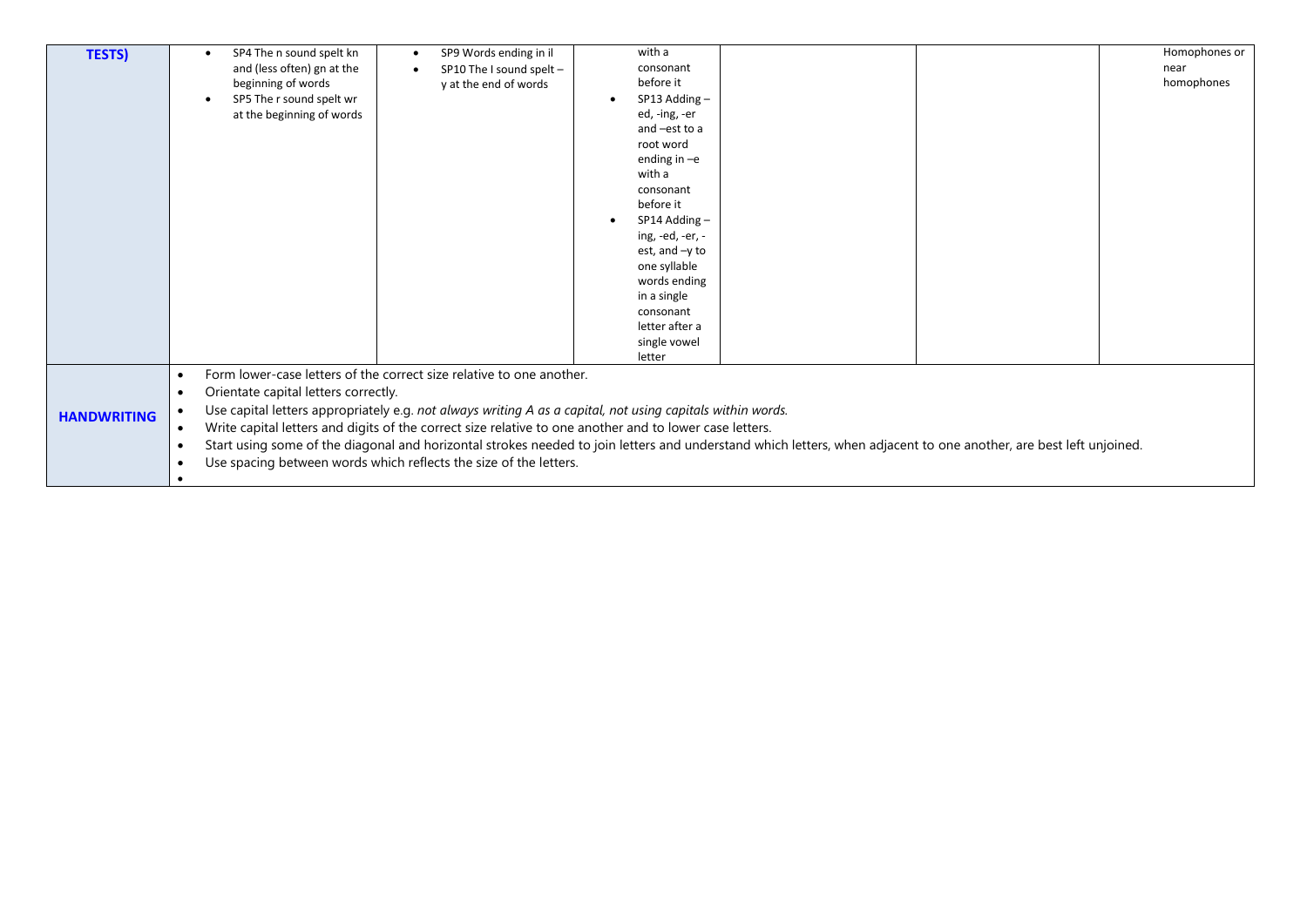| | | | | | | |
|---|---|---|---|---|---|---|
| **TESTS)** | • SP4 The n sound spelt kn and (less often) gn at the beginning of words<br>• SP5 The r sound spelt wr at the beginning of words | • SP9 Words ending in il<br>• SP10 The l sound spelt – y at the end of words | with a consonant before it<br>• SP13 Adding – ed, -ing, -er and –est to a root word ending in –e with a consonant before it<br>• SP14 Adding – ing, -ed, -er, -est, and –y to one syllable words ending in a single consonant letter after a single vowel letter | | | Homophones or near homophones |
| **HANDWRITING** | • Form lower-case letters of the correct size relative to one another.<br>• Orientate capital letters correctly.<br>• Use capital letters appropriately e.g. *not always writing A as a capital, not using capitals within words.*<br>• Write capital letters and digits of the correct size relative to one another and to lower case letters.<br>• Start using some of the diagonal and horizontal strokes needed to join letters and understand which letters, when adjacent to one another, are best left unjoined.<br>• Use spacing between words which reflects the size of the letters.<br>• | | | | | |